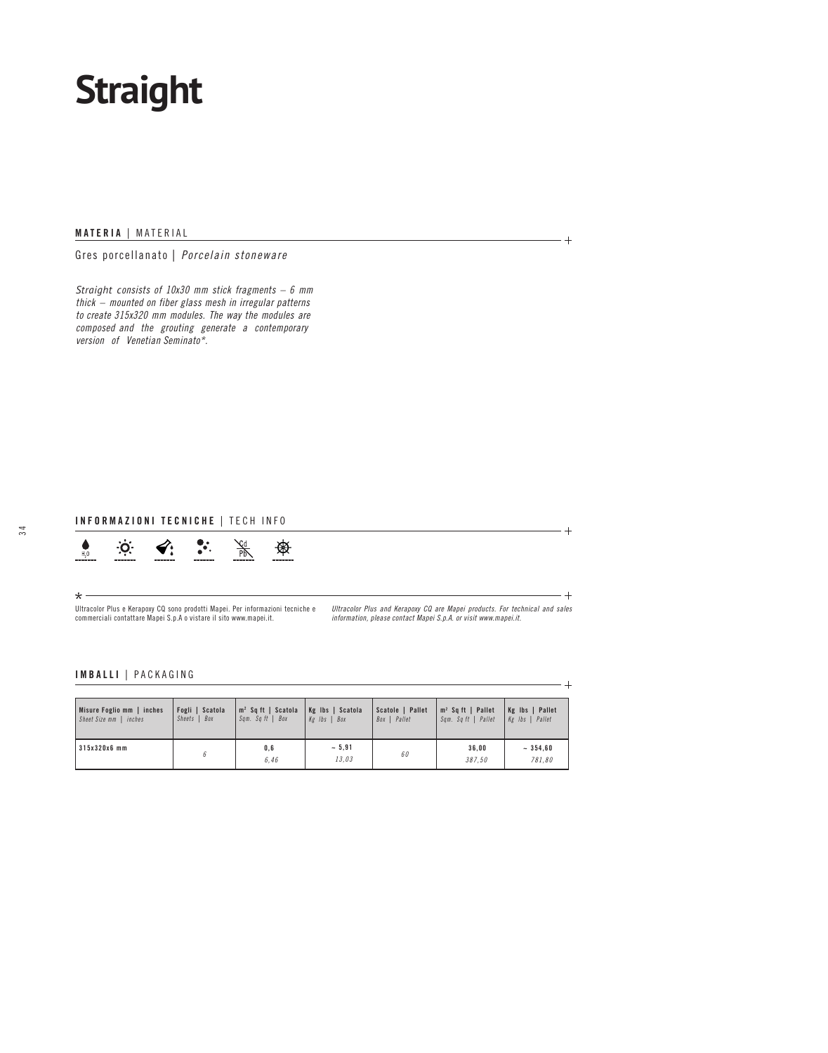# Straight

**MATERIA** | MATERIAL

Gres porcellanato | *Porcelain stoneware*

*Straight consists of 10x30 mm stick fragments – 6 mm thick – mounted on fiber glass mesh in irregular patterns to create 315x320 mm modules. The way the modules are composed and the grouting generate a contemporary version of Venetian Seminato*.*

**INFORMAZIONI TECNICHE** | TECH INFO

$H_2O$ Cd Pb

*

Ultracolor Plus e Kerapoxy CQ sono prodotti Mapei. Per informazioni tecniche e commerciali contattare Mapei S.p.A o vistare il sito www.mapei.it.

*Ultracolor Plus and Kerapoxy CQ are Mapei products. For technical and sales information, please contact Mapei S.p.A. or visit www.mapei.it.*

**IMBALLI** | PACKAGING

| **Misure Foglio mm \| inches** *Sheet Size mm \| inches* | **Fogli \| Scatola** *Sheets \| Box* | **m² Sq ft \| Scatola** *Sqm. Sq ft \| Box* | **Kg lbs \| Scatola** *Kg lbs \| Box* | **Scatole \| Pallet** *Box \| Pallet* | **m² Sq ft \| Pallet** *Sqm. Sq ft \| Pallet* | **Kg lbs \| Pallet** *Kg lbs \| Pallet* |
|---|---|---|---|---|---|---|
| 315x320x6 mm | *6* | 0,6 *6,46* | ~ 5,91 *13,03* | *60* | 36,00 *387,50* | ~ 354,60 *781,80* |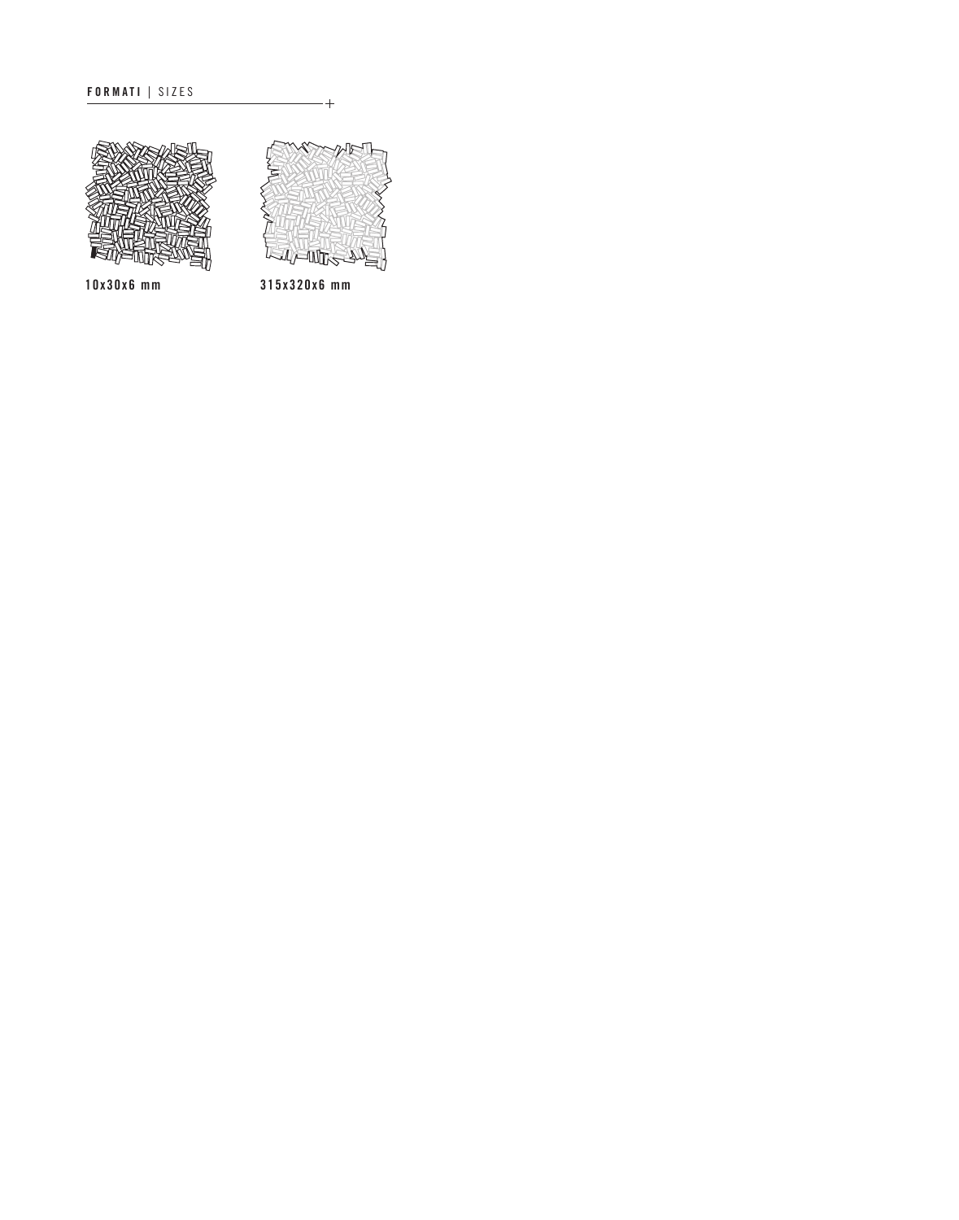**FORMATI** | SIZES

10x30x6 mm

315x320x6 mm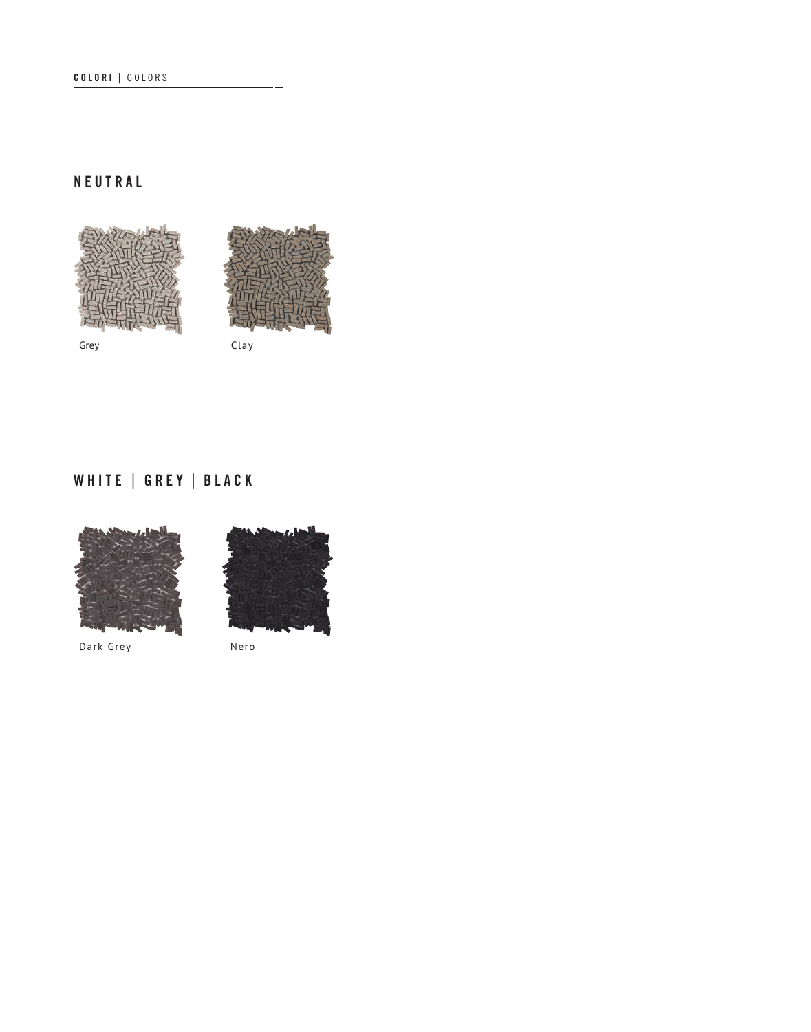**COLORI** | COLORS

## NEUTRAL

Grey

Clay

## WHITE | GREY | BLACK

Dark Grey

Nero